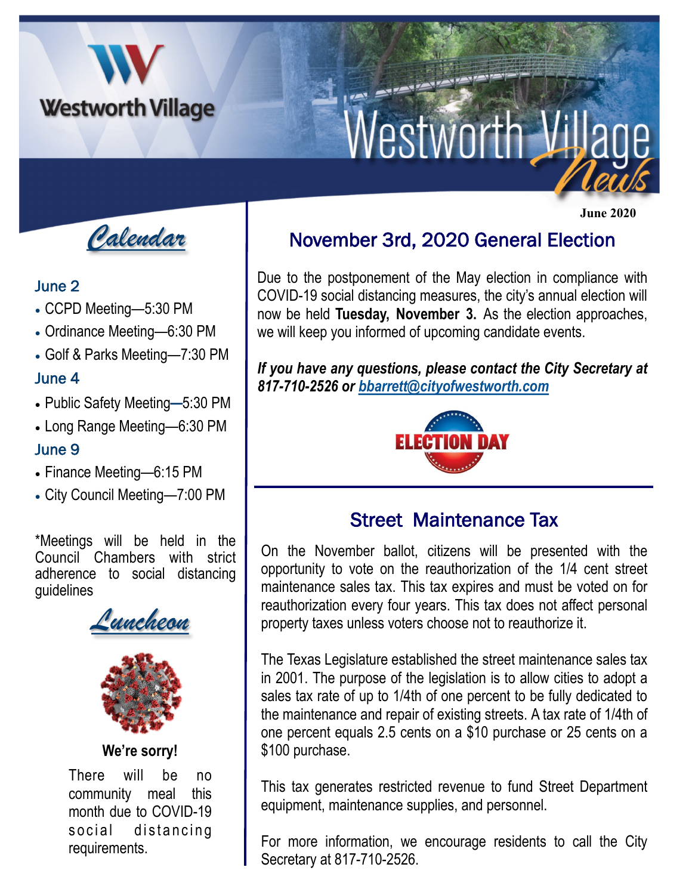# Westworth Village News

**June 2020**

## Calendar

### June 2

- CCPD Meeting—5:30 PM
- Ordinance Meeting—6:30 PM
- Golf & Parks Meeting—7:30 PM

### June 4

- Public Safety Meeting—5:30 PM
- Long Range Meeting—6:30 PM

### June 9

- Finance Meeting—6:15 PM
- City Council Meeting—7:00 PM

*Meetings will be held in the Council Chambers with strict adherence to social distancing guidelines

## Luncheon

**We're sorry!**

There will be no community meal this month due to COVID-19 social distancing requirements.

## November 3rd, 2020 General Election

Due to the postponement of the May election in compliance with COVID-19 social distancing measures, the city's annual election will now be held **Tuesday, November 3.** As the election approaches, we will keep you informed of upcoming candidate events.

***If you have any questions, please contact the City Secretary at 817-710-2526 or bbarrett@cityofwestworth.com***

ELECTION DAY

## Street Maintenance Tax

On the November ballot, citizens will be presented with the opportunity to vote on the reauthorization of the 1/4 cent street maintenance sales tax. This tax expires and must be voted on for reauthorization every four years. This tax does not affect personal property taxes unless voters choose not to reauthorize it.

The Texas Legislature established the street maintenance sales tax in 2001. The purpose of the legislation is to allow cities to adopt a sales tax rate of up to 1/4th of one percent to be fully dedicated to the maintenance and repair of existing streets. A tax rate of 1/4th of one percent equals 2.5 cents on a $10 purchase or 25 cents on a $100 purchase.

This tax generates restricted revenue to fund Street Department equipment, maintenance supplies, and personnel.

For more information, we encourage residents to call the City Secretary at 817-710-2526.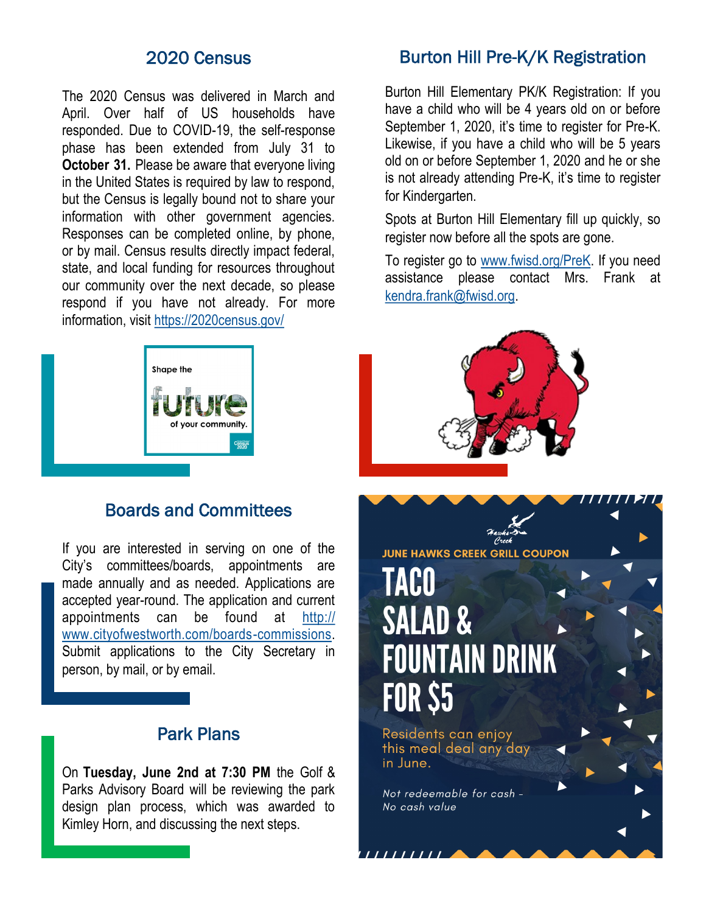## 2020 Census

The 2020 Census was delivered in March and April. Over half of US households have responded. Due to COVID-19, the self-response phase has been extended from July 31 to **October 31.** Please be aware that everyone living in the United States is required by law to respond, but the Census is legally bound not to share your information with other government agencies. Responses can be completed online, by phone, or by mail. Census results directly impact federal, state, and local funding for resources throughout our community over the next decade, so please respond if you have not already. For more information, visit https://2020census.gov/

Shape the future of your community.

## Burton Hill Pre-K/K Registration

Burton Hill Elementary PK/K Registration: If you have a child who will be 4 years old on or before September 1, 2020, it's time to register for Pre-K. Likewise, if you have a child who will be 5 years old on or before September 1, 2020 and he or she is not already attending Pre-K, it's time to register for Kindergarten.

Spots at Burton Hill Elementary fill up quickly, so register now before all the spots are gone.

To register go to www.fwisd.org/PreK. If you need assistance please contact Mrs. Frank at kendra.frank@fwisd.org.

## Boards and Committees

If you are interested in serving on one of the City's committees/boards, appointments are made annually and as needed. Applications are accepted year-round. The application and current appointments can be found at http://www.cityofwestworth.com/boards-commissions. Submit applications to the City Secretary in person, by mail, or by email.

## Park Plans

On **Tuesday, June 2nd at 7:30 PM** the Golf & Parks Advisory Board will be reviewing the park design plan process, which was awarded to Kimley Horn, and discussing the next steps.

JUNE HAWKS CREEK GRILL COUPON

# TACO SALAD & FOUNTAIN DRINK FOR $5

Residents can enjoy this meal deal any day in June.

*Not redeemable for cash - No cash value*